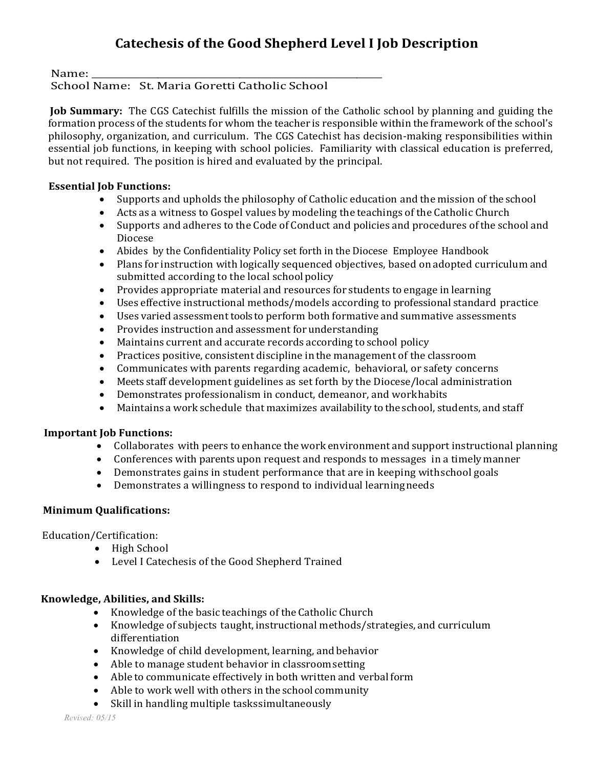# Catechesis of the Good Shepherd Level I Job Description

Name: ___________________________________________

School Name: St. Maria Goretti Catholic School

**Job Summary:** The CGS Catechist fulfills the mission of the Catholic school by planning and guiding the formation process of the students for whom the teacher is responsible within the framework of the school's philosophy, organization, and curriculum. The CGS Catechist has decision-making responsibilities within essential job functions, in keeping with school policies. Familiarity with classical education is preferred, but not required. The position is hired and evaluated by the principal.

**Essential Job Functions:**

- Supports and upholds the philosophy of Catholic education and the mission of the school
- Acts as a witness to Gospel values by modeling the teachings of the Catholic Church
- Supports and adheres to the Code of Conduct and policies and procedures of the school and Diocese
- Abides by the Confidentiality Policy set forth in the Diocese Employee Handbook
- Plans for instruction with logically sequenced objectives, based on adopted curriculum and submitted according to the local school policy
- Provides appropriate material and resources for students to engage in learning
- Uses effective instructional methods/models according to professional standard practice
- Uses varied assessment tools to perform both formative and summative assessments
- Provides instruction and assessment for understanding
- Maintains current and accurate records according to school policy
- Practices positive, consistent discipline in the management of the classroom
- Communicates with parents regarding academic, behavioral, or safety concerns
- Meets staff development guidelines as set forth by the Diocese/local administration
- Demonstrates professionalism in conduct, demeanor, and work habits
- Maintains a work schedule that maximizes availability to the school, students, and staff

**Important Job Functions:**

- Collaborates with peers to enhance the work environment and support instructional planning
- Conferences with parents upon request and responds to messages in a timely manner
- Demonstrates gains in student performance that are in keeping with school goals
- Demonstrates a willingness to respond to individual learning needs

**Minimum Qualifications:**

Education/Certification:

- High School
- Level I Catechesis of the Good Shepherd Trained

**Knowledge, Abilities, and Skills:**

- Knowledge of the basic teachings of the Catholic Church
- Knowledge of subjects taught, instructional methods/strategies, and curriculum differentiation
- Knowledge of child development, learning, and behavior
- Able to manage student behavior in classroom setting
- Able to communicate effectively in both written and verbal form
- Able to work well with others in the school community
- Skill in handling multiple tasks simultaneously

*Revised: 05/15*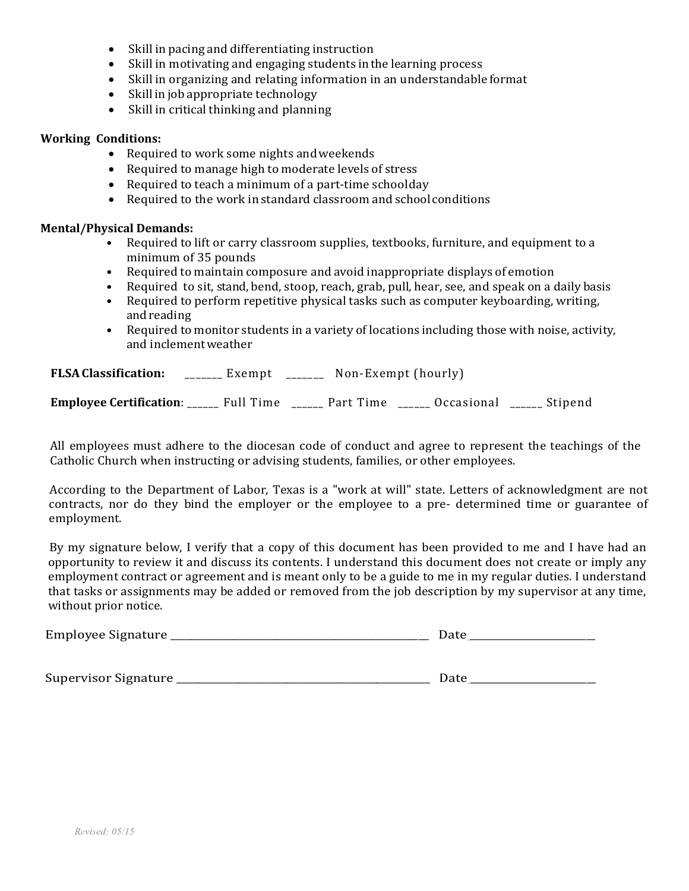- Skill in pacing and differentiating instruction
- Skill in motivating and engaging students in the learning process
- Skill in organizing and relating information in an understandable format
- Skill in job appropriate technology
- Skill in critical thinking and planning

**Working Conditions:**

- Required to work some nights and weekends
- Required to manage high to moderate levels of stress
- Required to teach a minimum of a part-time schoolday
- Required to the work in standard classroom and school conditions

**Mental/Physical Demands:**

- Required to lift or carry classroom supplies, textbooks, furniture, and equipment to a minimum of 35 pounds
- Required to maintain composure and avoid inappropriate displays of emotion
- Required to sit, stand, bend, stoop, reach, grab, pull, hear, see, and speak on a daily basis
- Required to perform repetitive physical tasks such as computer keyboarding, writing, and reading
- Required to monitor students in a variety of locations including those with noise, activity, and inclement weather

**FLSA Classification:** _______ Exempt _______ Non-Exempt (hourly)

**Employee Certification**: ______ Full Time ______ Part Time ______ Occasional ______ Stipend

All employees must adhere to the diocesan code of conduct and agree to represent the teachings of the Catholic Church when instructing or advising students, families, or other employees.

According to the Department of Labor, Texas is a "work at will" state. Letters of acknowledgment are not contracts, nor do they bind the employer or the employee to a pre- determined time or guarantee of employment.

By my signature below, I verify that a copy of this document has been provided to me and I have had an opportunity to review it and discuss its contents. I understand this document does not create or imply any employment contract or agreement and is meant only to be a guide to me in my regular duties. I understand that tasks or assignments may be added or removed from the job description by my supervisor at any time, without prior notice.

Employee Signature ________________________________________________ Date ______________________

Supervisor Signature ________________________________________________ Date ______________________

*Revised: 05/15*